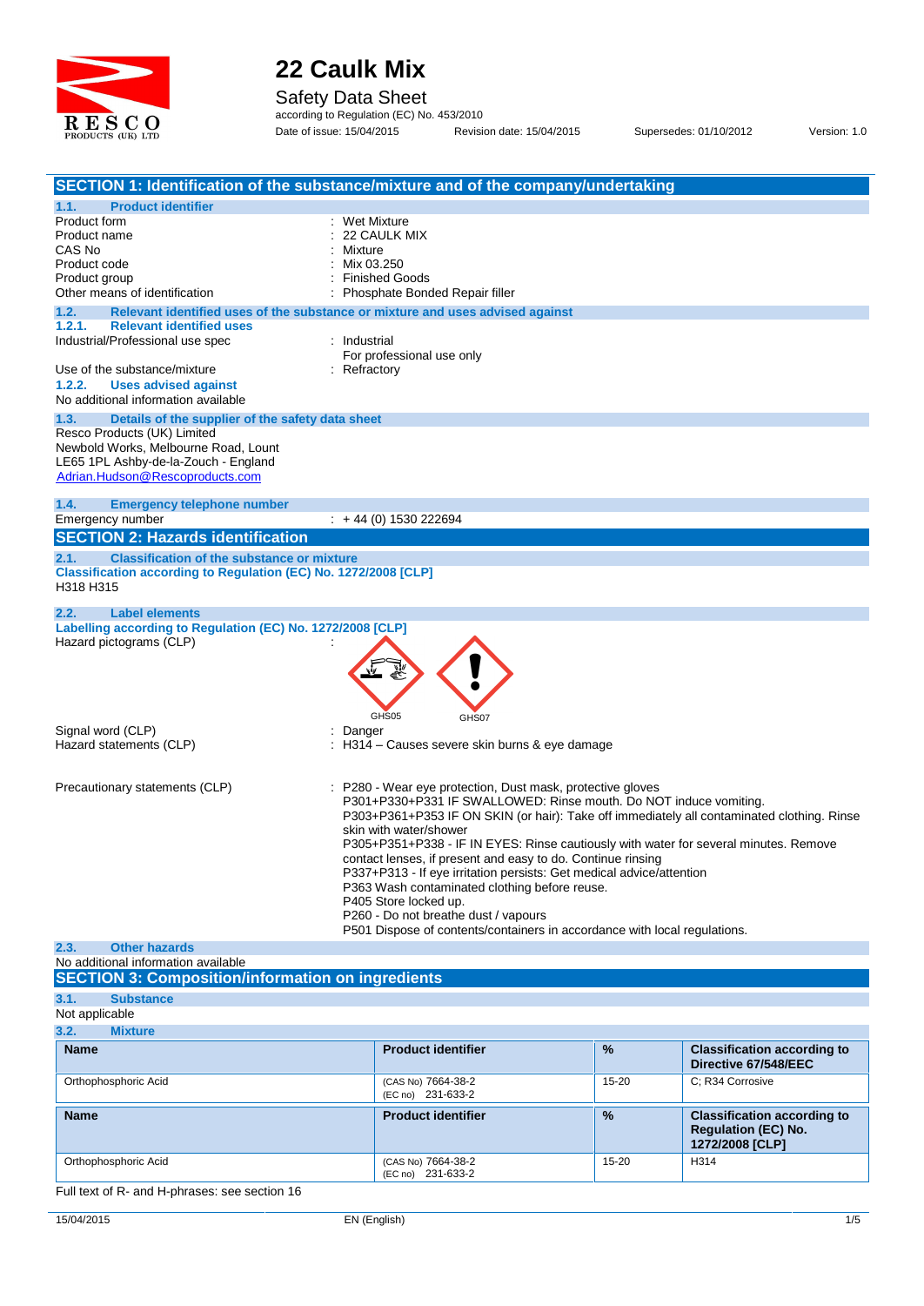# 22 Caulk Mix

Safety Data Sheet

according to Regulation (EC) No. 453/2010

Date of issue: 15/04/2015 Revision date: 15/04/2015 Supersedes: 01/10/2012 Version: 1.0

## SECTION 1: Identification of the substance/mixture and of the company/undertaking

### 1.1. Product identifier

Product form : Wet Mixture
Product name : 22 CAULK MIX
CAS No : Mixture
Product code : Mix 03.250
Product group : Finished Goods
Other means of identification : Phosphate Bonded Repair filler

### 1.2. Relevant identified uses of the substance or mixture and uses advised against

#### 1.2.1. Relevant identified uses

Industrial/Professional use spec : Industrial
For professional use only

Use of the substance/mixture : Refractory

#### 1.2.2. Uses advised against

No additional information available

### 1.3. Details of the supplier of the safety data sheet

Resco Products (UK) Limited
Newbold Works, Melbourne Road, Lount
LE65 1PL Ashby-de-la-Zouch - England
Adrian.Hudson@Rescoproducts.com

### 1.4. Emergency telephone number

Emergency number : + 44 (0) 1530 222694

## SECTION 2: Hazards identification

### 2.1. Classification of the substance or mixture

**Classification according to Regulation (EC) No. 1272/2008 [CLP]**

H318 H315

### 2.2. Label elements

**Labelling according to Regulation (EC) No. 1272/2008 [CLP]**

Hazard pictograms (CLP) :

GHS05 GHS07

Signal word (CLP) : Danger
Hazard statements (CLP) : H314 – Causes severe skin burns & eye damage

Precautionary statements (CLP) : P280 - Wear eye protection, Dust mask, protective gloves
P301+P330+P331 IF SWALLOWED: Rinse mouth. Do NOT induce vomiting.
P303+P361+P353 IF ON SKIN (or hair): Take off immediately all contaminated clothing. Rinse skin with water/shower
P305+P351+P338 - IF IN EYES: Rinse cautiously with water for several minutes. Remove contact lenses, if present and easy to do. Continue rinsing
P337+P313 - If eye irritation persists: Get medical advice/attention
P363 Wash contaminated clothing before reuse.
P405 Store locked up.
P260 - Do not breathe dust / vapours
P501 Dispose of contents/containers in accordance with local regulations.

### 2.3. Other hazards

No additional information available

## SECTION 3: Composition/information on ingredients

### 3.1. Substance

Not applicable

### 3.2. Mixture

| Name | Product identifier | % | Classification according to Directive 67/548/EEC |
|---|---|---|---|
| Orthophosphoric Acid | (CAS No) 7664-38-2<br>(EC no) 231-633-2 | 15-20 | C; R34 Corrosive |

| Name | Product identifier | % | Classification according to Regulation (EC) No. 1272/2008 [CLP] |
|---|---|---|---|
| Orthophosphoric Acid | (CAS No) 7664-38-2<br>(EC no) 231-633-2 | 15-20 | H314 |

Full text of R- and H-phrases: see section 16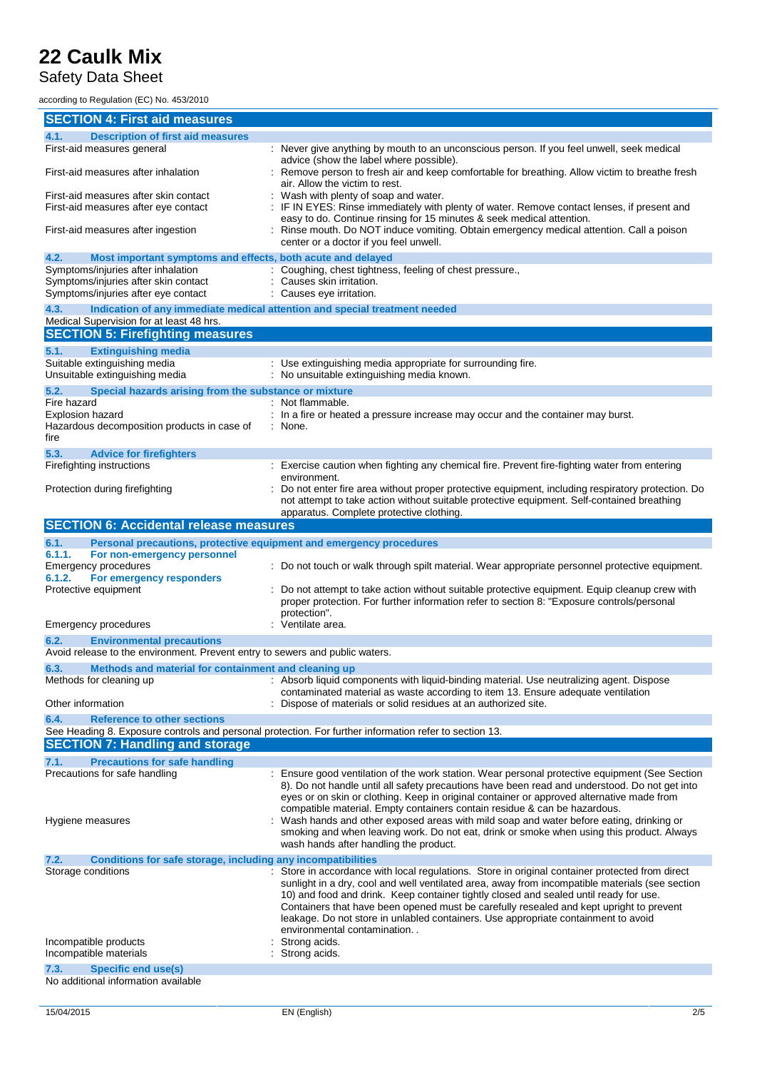## SECTION 4: First aid measures

### 4.1. Description of first aid measures

| | |
|---|---|
| First-aid measures general | : Never give anything by mouth to an unconscious person. If you feel unwell, seek medical advice (show the label where possible). |
| First-aid measures after inhalation | : Remove person to fresh air and keep comfortable for breathing. Allow victim to breathe fresh air. Allow the victim to rest. |
| First-aid measures after skin contact | : Wash with plenty of soap and water. |
| First-aid measures after eye contact | : IF IN EYES: Rinse immediately with plenty of water. Remove contact lenses, if present and easy to do. Continue rinsing for 15 minutes & seek medical attention. |
| First-aid measures after ingestion | : Rinse mouth. Do NOT induce vomiting. Obtain emergency medical attention. Call a poison center or a doctor if you feel unwell. |

### 4.2. Most important symptoms and effects, both acute and delayed

| | |
|---|---|
| Symptoms/injuries after inhalation | : Coughing, chest tightness, feeling of chest pressure., |
| Symptoms/injuries after skin contact | : Causes skin irritation. |
| Symptoms/injuries after eye contact | : Causes eye irritation. |

### 4.3. Indication of any immediate medical attention and special treatment needed

Medical Supervision for at least 48 hrs.

## SECTION 5: Firefighting measures

### 5.1. Extinguishing media

| | |
|---|---|
| Suitable extinguishing media | : Use extinguishing media appropriate for surrounding fire. |
| Unsuitable extinguishing media | : No unsuitable extinguishing media known. |

### 5.2. Special hazards arising from the substance or mixture

| | |
|---|---|
| Fire hazard | : Not flammable. |
| Explosion hazard | : In a fire or heated a pressure increase may occur and the container may burst. |
| Hazardous decomposition products in case of fire | : None. |

### 5.3. Advice for firefighters

| | |
|---|---|
| Firefighting instructions | : Exercise caution when fighting any chemical fire. Prevent fire-fighting water from entering environment. |
| Protection during firefighting | : Do not enter fire area without proper protective equipment, including respiratory protection. Do not attempt to take action without suitable protective equipment. Self-contained breathing apparatus. Complete protective clothing. |

## SECTION 6: Accidental release measures

### 6.1. Personal precautions, protective equipment and emergency procedures

#### 6.1.1. For non-emergency personnel

| | |
|---|---|
| Emergency procedures | : Do not touch or walk through spilt material. Wear appropriate personnel protective equipment. |

#### 6.1.2. For emergency responders

| | |
|---|---|
| Protective equipment | : Do not attempt to take action without suitable protective equipment. Equip cleanup crew with proper protection. For further information refer to section 8: "Exposure controls/personal protection". |
| Emergency procedures | : Ventilate area. |

### 6.2. Environmental precautions

Avoid release to the environment. Prevent entry to sewers and public waters.

### 6.3. Methods and material for containment and cleaning up

| | |
|---|---|
| Methods for cleaning up | : Absorb liquid components with liquid-binding material. Use neutralizing agent. Dispose contaminated material as waste according to item 13. Ensure adequate ventilation |
| Other information | : Dispose of materials or solid residues at an authorized site. |

### 6.4. Reference to other sections

See Heading 8. Exposure controls and personal protection. For further information refer to section 13.

## SECTION 7: Handling and storage

### 7.1. Precautions for safe handling

| | |
|---|---|
| Precautions for safe handling | : Ensure good ventilation of the work station. Wear personal protective equipment (See Section 8). Do not handle until all safety precautions have been read and understood. Do not get into eyes or on skin or clothing. Keep in original container or approved alternative made from compatible material. Empty containers contain residue & can be hazardous. |
| Hygiene measures | : Wash hands and other exposed areas with mild soap and water before eating, drinking or smoking and when leaving work. Do not eat, drink or smoke when using this product. Always wash hands after handling the product. |

### 7.2. Conditions for safe storage, including any incompatibilities

| | |
|---|---|
| Storage conditions | : Store in accordance with local regulations. Store in original container protected from direct sunlight in a dry, cool and well ventilated area, away from incompatible materials (see section 10) and food and drink. Keep container tightly closed and sealed until ready for use. Containers that have been opened must be carefully resealed and kept upright to prevent leakage. Do not store in unlabled containers. Use appropriate containment to avoid environmental contamination. . |
| Incompatible products | : Strong acids. |
| Incompatible materials | : Strong acids. |

### 7.3. Specific end use(s)

No additional information available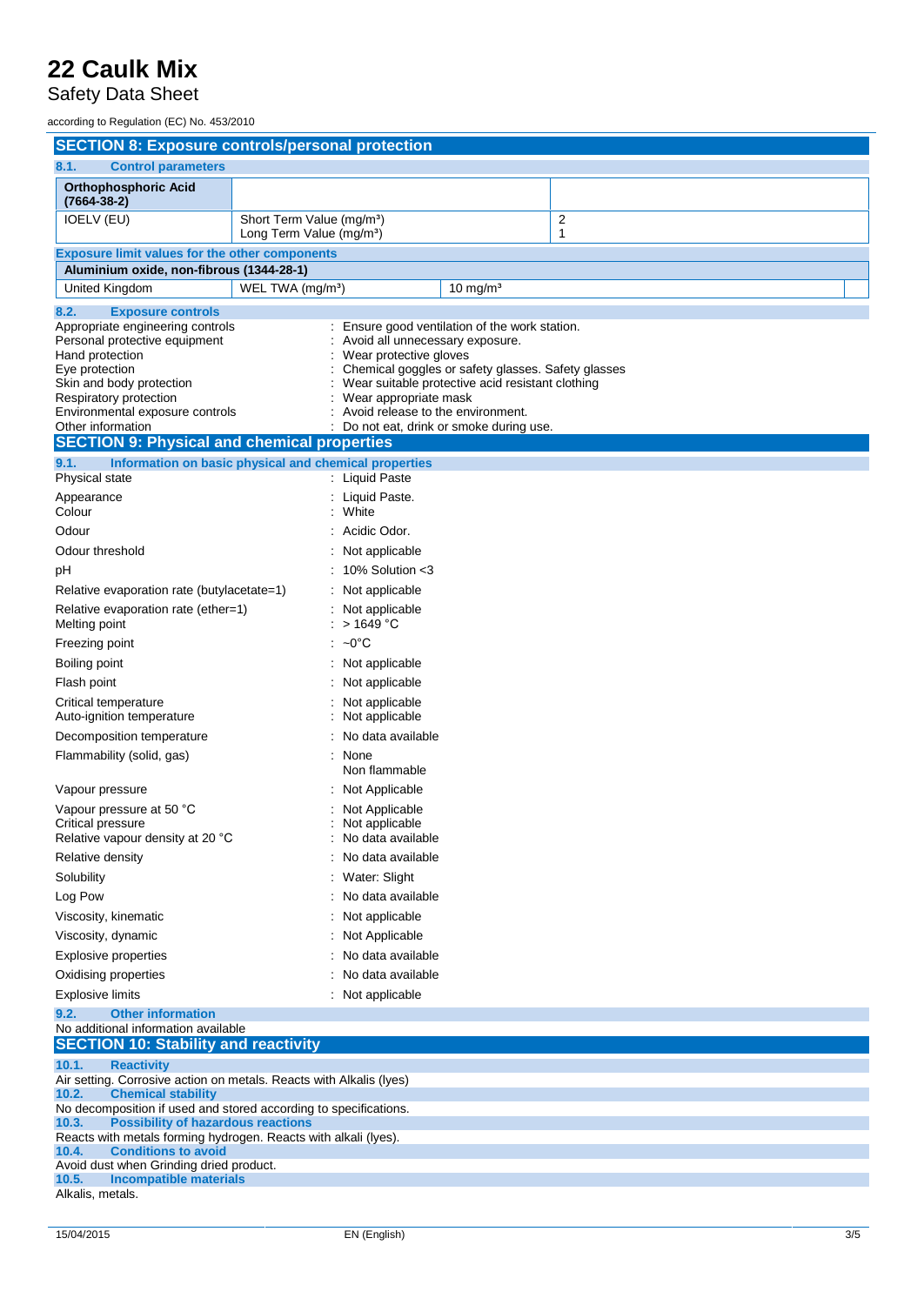## SECTION 8: Exposure controls/personal protection

### 8.1. Control parameters

| Orthophosphoric Acid (7664-38-2) | | |
|---|---|---|
| IOELV (EU) | Short Term Value (mg/m³)<br>Long Term Value (mg/m³) | 2<br>1 |

**Exposure limit values for the other components**

| Aluminium oxide, non-fibrous (1344-28-1) | | |
|---|---|---|
| United Kingdom | WEL TWA (mg/m³) | 10 mg/m³ |

### 8.2. Exposure controls

Appropriate engineering controls : Ensure good ventilation of the work station.
Personal protective equipment : Avoid all unnecessary exposure.
Hand protection : Wear protective gloves
Eye protection : Chemical goggles or safety glasses. Safety glasses
Skin and body protection : Wear suitable protective acid resistant clothing
Respiratory protection : Wear appropriate mask
Environmental exposure controls : Avoid release to the environment.
Other information : Do not eat, drink or smoke during use.

## SECTION 9: Physical and chemical properties

### 9.1. Information on basic physical and chemical properties

Physical state : Liquid Paste
Appearance : Liquid Paste.
Colour : White
Odour : Acidic Odor.
Odour threshold : Not applicable
pH : 10% Solution <3
Relative evaporation rate (butylacetate=1) : Not applicable
Relative evaporation rate (ether=1) : Not applicable
Melting point : > 1649 °C
Freezing point : ~0°C
Boiling point : Not applicable
Flash point : Not applicable
Critical temperature : Not applicable
Auto-ignition temperature : Not applicable
Decomposition temperature : No data available
Flammability (solid, gas) : None
Non flammable
Vapour pressure : Not Applicable
Vapour pressure at 50 °C : Not Applicable
Critical pressure : Not applicable
Relative vapour density at 20 °C : No data available
Relative density : No data available
Solubility : Water: Slight
Log Pow : No data available
Viscosity, kinematic : Not applicable
Viscosity, dynamic : Not Applicable
Explosive properties : No data available
Oxidising properties : No data available
Explosive limits : Not applicable

### 9.2. Other information

No additional information available

## SECTION 10: Stability and reactivity

### 10.1. Reactivity

Air setting. Corrosive action on metals. Reacts with Alkalis (lyes)

### 10.2. Chemical stability

No decomposition if used and stored according to specifications.

### 10.3. Possibility of hazardous reactions

Reacts with metals forming hydrogen. Reacts with alkali (lyes).

### 10.4. Conditions to avoid

Avoid dust when Grinding dried product.

### 10.5. Incompatible materials

Alkalis, metals.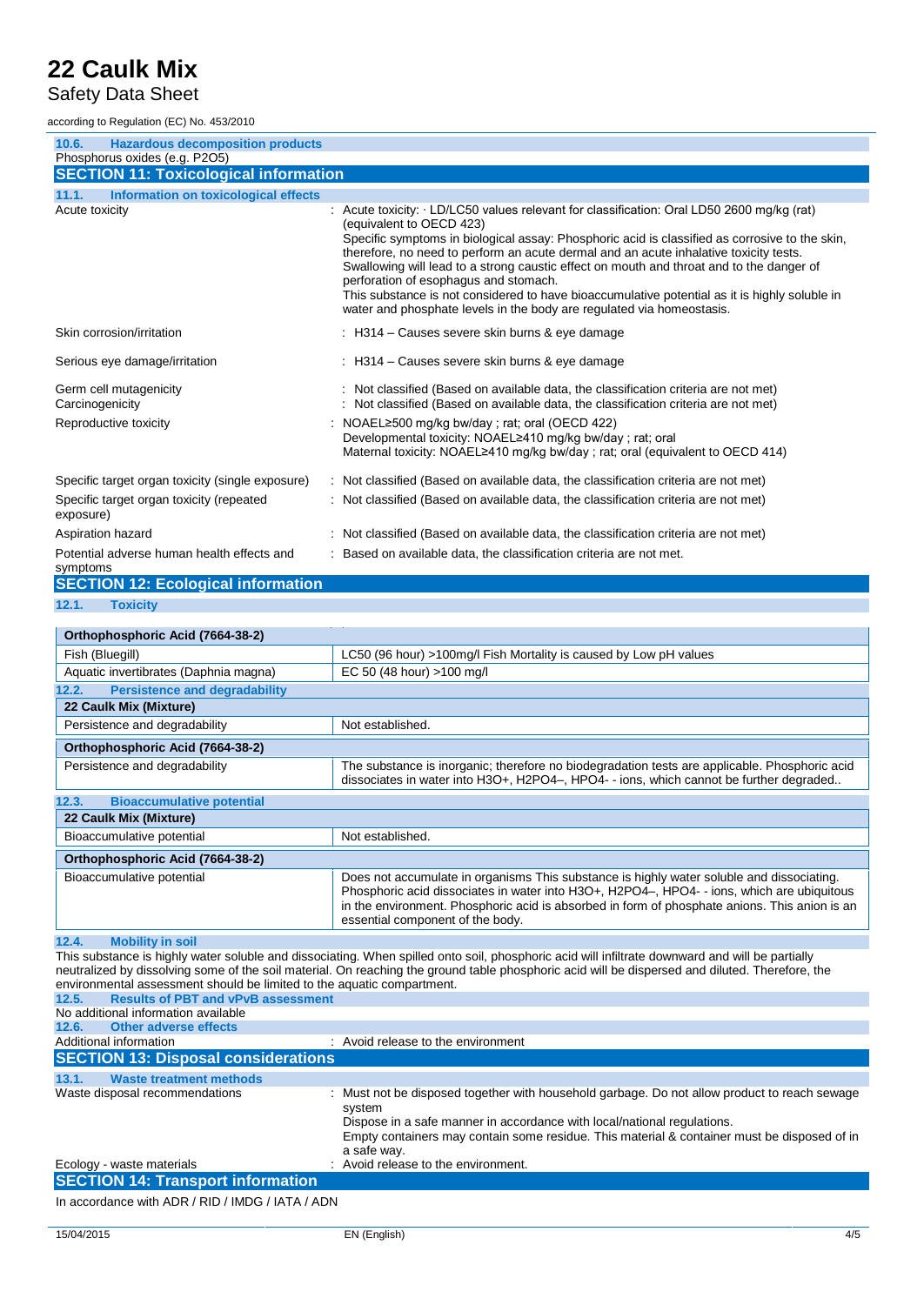### 10.6. Hazardous decomposition products

Phosphorus oxides (e.g. $P_2O_5$)

## SECTION 11: Toxicological information

### 11.1. Information on toxicological effects

| | |
|---|---|
| Acute toxicity | : Acute toxicity: · LD/LC50 values relevant for classification: Oral LD50 2600 mg/kg (rat) (equivalent to OECD 423)<br>Specific symptoms in biological assay: Phosphoric acid is classified as corrosive to the skin, therefore, no need to perform an acute dermal and an acute inhalative toxicity tests. Swallowing will lead to a strong caustic effect on mouth and throat and to the danger of perforation of esophagus and stomach.<br>This substance is not considered to have bioaccumulative potential as it is highly soluble in water and phosphate levels in the body are regulated via homeostasis. |
| Skin corrosion/irritation | : H314 – Causes severe skin burns & eye damage |
| Serious eye damage/irritation | : H314 – Causes severe skin burns & eye damage |
| Germ cell mutagenicity | : Not classified (Based on available data, the classification criteria are not met) |
| Carcinogenicity | : Not classified (Based on available data, the classification criteria are not met) |
| Reproductive toxicity | : NOAEL≥500 mg/kg bw/day ; rat; oral (OECD 422)<br>Developmental toxicity: NOAEL≥410 mg/kg bw/day ; rat; oral<br>Maternal toxicity: NOAEL≥410 mg/kg bw/day ; rat; oral (equivalent to OECD 414) |
| Specific target organ toxicity (single exposure) | : Not classified (Based on available data, the classification criteria are not met) |
| Specific target organ toxicity (repeated exposure) | : Not classified (Based on available data, the classification criteria are not met) |
| Aspiration hazard | : Not classified (Based on available data, the classification criteria are not met) |
| Potential adverse human health effects and symptoms | : Based on available data, the classification criteria are not met. |

## SECTION 12: Ecological information

### 12.1. Toxicity

| Orthophosphoric Acid (7664-38-2) | |
|---|---|
| Fish (Bluegill) | LC50 (96 hour) >100mg/l Fish Mortality is caused by Low pH values |
| Aquatic invertibrates (Daphnia magna) | EC 50 (48 hour) >100 mg/l |

### 12.2. Persistence and degradability

| 22 Caulk Mix (Mixture) | |
|---|---|
| Persistence and degradability | Not established. |

| Orthophosphoric Acid (7664-38-2) | |
|---|---|
| Persistence and degradability | The substance is inorganic; therefore no biodegradation tests are applicable. Phosphoric acid dissociates in water into $H_3O^+$, $H_2PO_4^-$, $HPO_4^{2-}$ ions, which cannot be further degraded.. |

### 12.3. Bioaccumulative potential

| 22 Caulk Mix (Mixture) | |
|---|---|
| Bioaccumulative potential | Not established. |

| Orthophosphoric Acid (7664-38-2) | |
|---|---|
| Bioaccumulative potential | Does not accumulate in organisms This substance is highly water soluble and dissociating. Phosphoric acid dissociates in water into $H_3O^+$, $H_2PO_4^-$, $HPO_4^{2-}$ ions, which are ubiquitous in the environment. Phosphoric acid is absorbed in form of phosphate anions. This anion is an essential component of the body. |

### 12.4. Mobility in soil

This substance is highly water soluble and dissociating. When spilled onto soil, phosphoric acid will infiltrate downward and will be partially neutralized by dissolving some of the soil material. On reaching the ground table phosphoric acid will be dispersed and diluted. Therefore, the environmental assessment should be limited to the aquatic compartment.

### 12.5. Results of PBT and vPvB assessment

No additional information available

### 12.6. Other adverse effects

Additional information : Avoid release to the environment

## SECTION 13: Disposal considerations

### 13.1. Waste treatment methods

| | |
|---|---|
| Waste disposal recommendations | : Must not be disposed together with household garbage. Do not allow product to reach sewage system<br>Dispose in a safe manner in accordance with local/national regulations.<br>Empty containers may contain some residue. This material & container must be disposed of in a safe way. |
| Ecology - waste materials | : Avoid release to the environment. |

## SECTION 14: Transport information

In accordance with ADR / RID / IMDG / IATA / ADN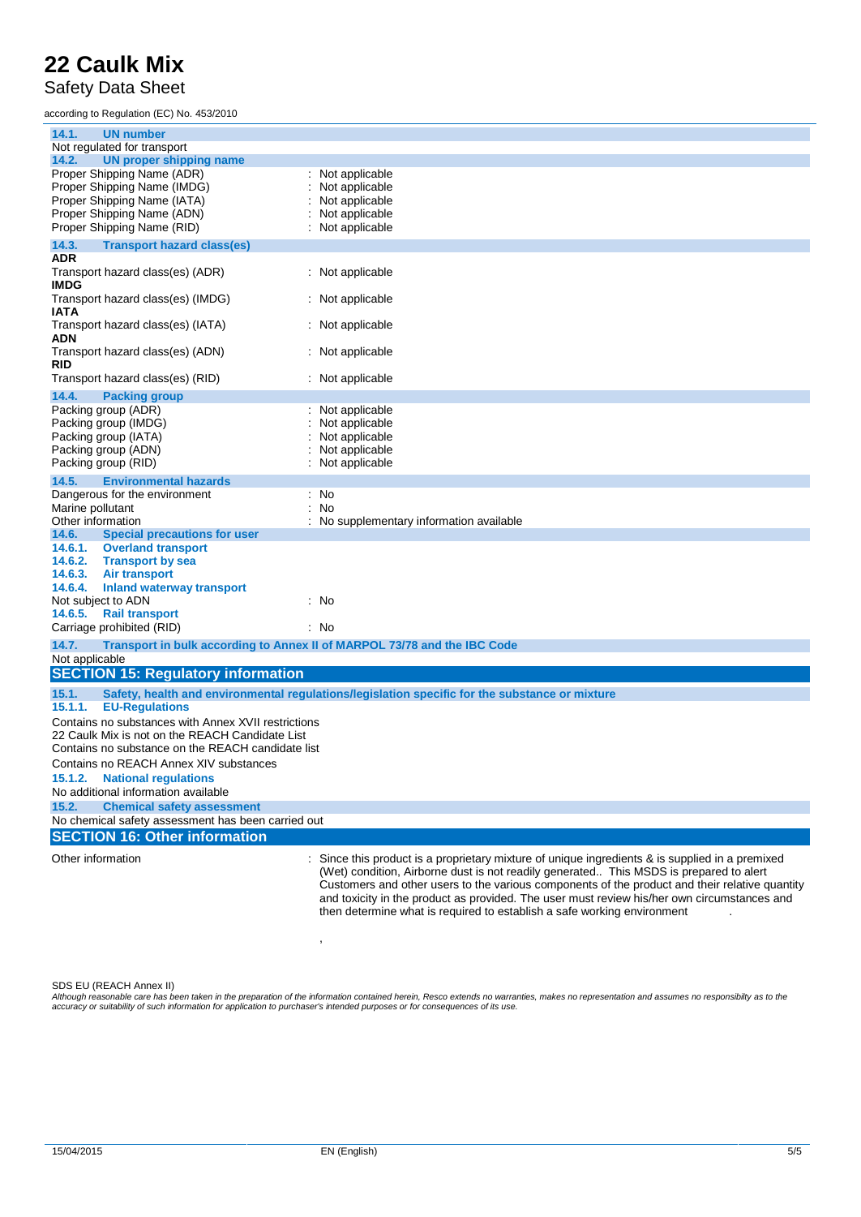### 14.1. UN number

Not regulated for transport

### 14.2. UN proper shipping name

| | |
|---|---|
| Proper Shipping Name (ADR) | : Not applicable |
| Proper Shipping Name (IMDG) | : Not applicable |
| Proper Shipping Name (IATA) | : Not applicable |
| Proper Shipping Name (ADN) | : Not applicable |
| Proper Shipping Name (RID) | : Not applicable |

### 14.3. Transport hazard class(es)

**ADR**

Transport hazard class(es) (ADR) : Not applicable

**IMDG**

Transport hazard class(es) (IMDG) : Not applicable

**IATA**

Transport hazard class(es) (IATA) : Not applicable

**ADN**

Transport hazard class(es) (ADN) : Not applicable

**RID**

Transport hazard class(es) (RID) : Not applicable

### 14.4. Packing group

| | |
|---|---|
| Packing group (ADR) | : Not applicable |
| Packing group (IMDG) | : Not applicable |
| Packing group (IATA) | : Not applicable |
| Packing group (ADN) | : Not applicable |
| Packing group (RID) | : Not applicable |

### 14.5. Environmental hazards

| | |
|---|---|
| Dangerous for the environment | : No |
| Marine pollutant | : No |
| Other information | : No supplementary information available |

### 14.6. Special precautions for user

#### 14.6.1. Overland transport

#### 14.6.2. Transport by sea

#### 14.6.3. Air transport

#### 14.6.4. Inland waterway transport

Not subject to ADN : No

#### 14.6.5. Rail transport

Carriage prohibited (RID) : No

### 14.7. Transport in bulk according to Annex II of MARPOL 73/78 and the IBC Code

Not applicable

## SECTION 15: Regulatory information

### 15.1. Safety, health and environmental regulations/legislation specific for the substance or mixture

#### 15.1.1. EU-Regulations

Contains no substances with Annex XVII restrictions
22 Caulk Mix is not on the REACH Candidate List
Contains no substance on the REACH candidate list

Contains no REACH Annex XIV substances

#### 15.1.2. National regulations

No additional information available

### 15.2. Chemical safety assessment

No chemical safety assessment has been carried out

## SECTION 16: Other information

Other information : Since this product is a proprietary mixture of unique ingredients & is supplied in a premixed (Wet) condition, Airborne dust is not readily generated.. This MSDS is prepared to alert Customers and other users to the various components of the product and their relative quantity and toxicity in the product as provided. The user must review his/her own circumstances and then determine what is required to establish a safe working environment .

,

SDS EU (REACH Annex II)

*Although reasonable care has been taken in the preparation of the information contained herein, Resco extends no warranties, makes no representation and assumes no responsibilty as to the accuracy or suitability of such information for application to purchaser's intended purposes or for consequences of its use.*